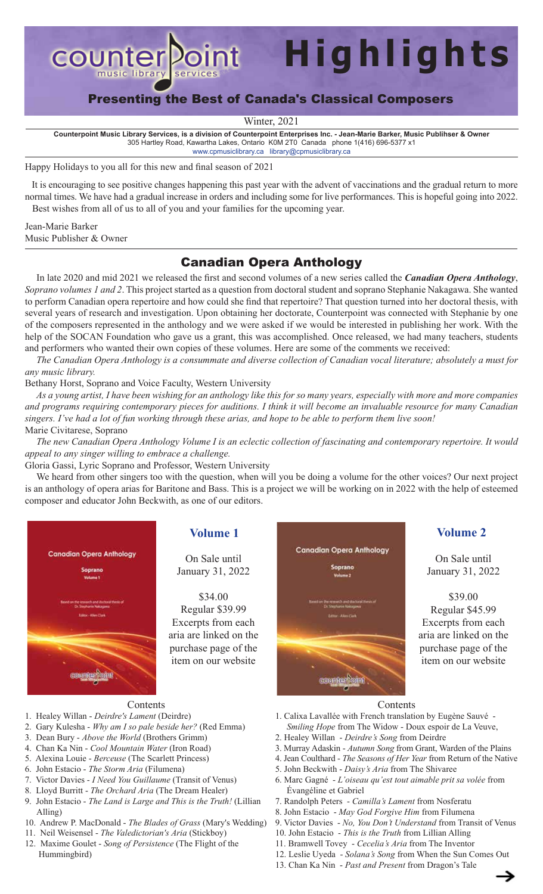# counterpoint music library services — Highlights

## Presenting the Best of Canada's Classical Composers

Winter, 2021

**Counterpoint Music Library Services, is a division of Counterpoint Enterprises Inc. - Jean-Marie Barker, Music Publihser & Owner**
305 Hartley Road, Kawartha Lakes, Ontario K0M 2T0 Canada phone 1(416) 696-5377 x1
www.cpmusiclibrary.ca library@cpmusiclibrary.ca

Happy Holidays to you all for this new and final season of 2021

It is encouraging to see positive changes happening this past year with the advent of vaccinations and the gradual return to more normal times. We have had a gradual increase in orders and including some for live performances. This is hopeful going into 2022. Best wishes from all of us to all of you and your families for the upcoming year.

Jean-Marie Barker
Music Publisher & Owner

## Canadian Opera Anthology

In late 2020 and mid 2021 we released the first and second volumes of a new series called the ***Canadian Opera Anthology***, *Soprano volumes 1 and 2*. This project started as a question from doctoral student and soprano Stephanie Nakagawa. She wanted to perform Canadian opera repertoire and how could she find that repertoire? That question turned into her doctoral thesis, with several years of research and investigation. Upon obtaining her doctorate, Counterpoint was connected with Stephanie by one of the composers represented in the anthology and we were asked if we would be interested in publishing her work. With the help of the SOCAN Foundation who gave us a grant, this was accomplished. Once released, we had many teachers, students and performers who wanted their own copies of these volumes. Here are some of the comments we received:

*The Canadian Opera Anthology is a consummate and diverse collection of Canadian vocal literature; absolutely a must for any music library.*

Bethany Horst, Soprano and Voice Faculty, Western University

*As a young artist, I have been wishing for an anthology like this for so many years, especially with more and more companies and programs requiring contemporary pieces for auditions. I think it will become an invaluable resource for many Canadian singers. I've had a lot of fun working through these arias, and hope to be able to perform them live soon!*

Marie Civitarese, Soprano

*The new Canadian Opera Anthology Volume I is an eclectic collection of fascinating and contemporary repertoire. It would appeal to any singer willing to embrace a challenge.*

Gloria Gassi, Lyric Soprano and Professor, Western University

We heard from other singers too with the question, when will you be doing a volume for the other voices? Our next project is an anthology of opera arias for Baritone and Bass. This is a project we will be working on in 2022 with the help of esteemed composer and educator John Beckwith, as one of our editors.

### Volume 1

On Sale until January 31, 2022

$34.00
Regular $39.99
Excerpts from each aria are linked on the purchase page of the item on our website

Contents

1. Healey Willan - *Deirdre's Lament* (Deirdre)
2. Gary Kulesha - *Why am I so pale beside her?* (Red Emma)
3. Dean Bury - *Above the World* (Brothers Grimm)
4. Chan Ka Nin - *Cool Mountain Water* (Iron Road)
5. Alexina Louie - *Berceuse* (The Scarlett Princess)
6. John Estacio - *The Storm Aria* (Filumena)
7. Victor Davies - *I Need You Guillaume* (Transit of Venus)
8. Lloyd Burritt - *The Orchard Aria* (The Dream Healer)
9. John Estacio - *The Land is Large and This is the Truth!* (Lillian Alling)
10. Andrew P. MacDonald - *The Blades of Grass* (Mary's Wedding)
11. Neil Weisensel - *The Valedictorian's Aria* (Stickboy)
12. Maxime Goulet - *Song of Persistence* (The Flight of the Hummingbird)

### Volume 2

On Sale until January 31, 2022

$39.00
Regular $45.99
Excerpts from each aria are linked on the purchase page of the item on our website

Contents

1. Calixa Lavallée with French translation by Eugène Sauvé - *Smiling Hope* from The Widow - Doux espoir de La Veuve,
2. Healey Willan - *Deirdre's Song* from Deirdre
3. Murray Adaskin - *Autumn Song* from Grant, Warden of the Plains
4. Jean Coulthard - *The Seasons of Her Year* from Return of the Native
5. John Beckwith - *Daisy's Aria* from The Shivaree
6. Marc Gagné - *L'oiseau qu'est tout aimable prit sa volée* from Évangéline et Gabriel
7. Randolph Peters - *Camilla's Lament* from Nosferatu
8. John Estacio - *May God Forgive Him* from Filumena
9. Victor Davies - *No, You Don't Understand* from Transit of Venus
10. John Estacio - *This is the Truth* from Lillian Alling
11. Bramwell Tovey - *Cecelia's Aria* from The Inventor
12. Leslie Uyeda - *Solana's Song* from When the Sun Comes Out
13. Chan Ka Nin - *Past and Present* from Dragon's Tale

→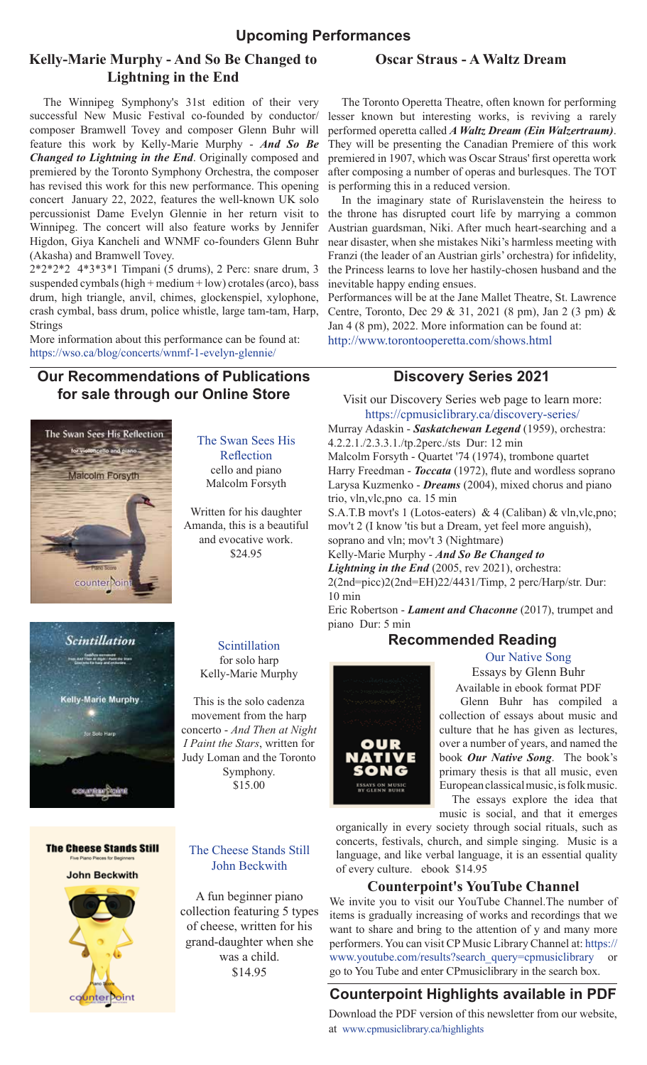## Upcoming Performances

### Kelly-Marie Murphy - And So Be Changed to Lightning in the End

The Winnipeg Symphony's 31st edition of their very successful New Music Festival co-founded by conductor/composer Bramwell Tovey and composer Glenn Buhr will feature this work by Kelly-Marie Murphy - ***And So Be Changed to Lightning in the End***. Originally composed and premiered by the Toronto Symphony Orchestra, the composer has revised this work for this new performance. This opening concert January 22, 2022, features the well-known UK solo percussionist Dame Evelyn Glennie in her return visit to Winnipeg. The concert will also feature works by Jennifer Higdon, Giya Kancheli and WNMF co-founders Glenn Buhr (Akasha) and Bramwell Tovey.

2*2*2*2 4*3*3*1 Timpani (5 drums), 2 Perc: snare drum, 3 suspended cymbals (high + medium + low) crotales (arco), bass drum, high triangle, anvil, chimes, glockenspiel, xylophone, crash cymbal, bass drum, police whistle, large tam-tam, Harp, Strings

More information about this performance can be found at: https://wso.ca/blog/concerts/wnmf-1-evelyn-glennie/

### Oscar Straus - A Waltz Dream

The Toronto Operetta Theatre, often known for performing lesser known but interesting works, is reviving a rarely performed operetta called ***A Waltz Dream (Ein Walzertraum)***. They will be presenting the Canadian Premiere of this work premiered in 1907, which was Oscar Straus' first operetta work after composing a number of operas and burlesques. The TOT is performing this in a reduced version.

In the imaginary state of Rurislavenstein the heiress to the throne has disrupted court life by marrying a common Austrian guardsman, Niki. After much heart-searching and a near disaster, when she mistakes Niki's harmless meeting with Franzi (the leader of an Austrian girls' orchestra) for infidelity, the Princess learns to love her hastily-chosen husband and the inevitable happy ending ensues.

Performances will be at the Jane Mallet Theatre, St. Lawrence Centre, Toronto, Dec 29 & 31, 2021 (8 pm), Jan 2 (3 pm) & Jan 4 (8 pm), 2022. More information can be found at: http://www.torontooperetta.com/shows.html

## Our Recommendations of Publications for sale through our Online Store

**The Swan Sees His Reflection**
cello and piano
Malcolm Forsyth

Written for his daughter Amanda, this is a beautiful and evocative work.
$24.95

**Scintillation**
for solo harp
Kelly-Marie Murphy

This is the solo cadenza movement from the harp concerto - *And Then at Night I Paint the Stars*, written for Judy Loman and the Toronto Symphony.
$15.00

**The Cheese Stands Still**
John Beckwith

A fun beginner piano collection featuring 5 types of cheese, written for his grand-daughter when she was a child.
$14.95

## Discovery Series 2021

Visit our Discovery Series web page to learn more: https://cpmusiclibrary.ca/discovery-series/

Murray Adaskin - ***Saskatchewan Legend*** (1959), orchestra: 4.2.2.1./2.3.3.1./tp.2perc./sts Dur: 12 min

Malcolm Forsyth - Quartet '74 (1974), trombone quartet

Harry Freedman - ***Toccata*** (1972), flute and wordless soprano

Larysa Kuzmenko - ***Dreams*** (2004), mixed chorus and piano trio, vln,vlc,pno ca. 15 min

S.A.T.B movt's 1 (Lotos-eaters) & 4 (Caliban) & vln,vlc,pno; mov't 2 (I know 'tis but a Dream, yet feel more anguish), soprano and vln; mov't 3 (Nightmare)

Kelly-Marie Murphy - ***And So Be Changed to Lightning in the End*** (2005, rev 2021), orchestra: 2(2nd=picc)2(2nd=EH)22/4431/Timp, 2 perc/Harp/str. Dur: 10 min

Eric Robertson - ***Lament and Chaconne*** (2017), trumpet and piano Dur: 5 min

## Recommended Reading

**Our Native Song**
Essays by Glenn Buhr
Available in ebook format PDF

Glenn Buhr has compiled a collection of essays about music and culture that he has given as lectures, over a number of years, and named the book ***Our Native Song***. The book's primary thesis is that all music, even European classical music, is folk music. The essays explore the idea that music is social, and that it emerges organically in every society through social rituals, such as concerts, festivals, church, and simple singing. Music is a language, and like verbal language, it is an essential quality of every culture. ebook $14.95

### Counterpoint's YouTube Channel

We invite you to visit our YouTube Channel.The number of items is gradually increasing of works and recordings that we want to share and bring to the attention of y and many more performers. You can visit CP Music Library Channel at: https://www.youtube.com/results?search_query=cpmusiclibrary or go to You Tube and enter CPmusiclibrary in the search box.

## Counterpoint Highlights available in PDF

Download the PDF version of this newsletter from our website, at www.cpmusiclibrary.ca/highlights